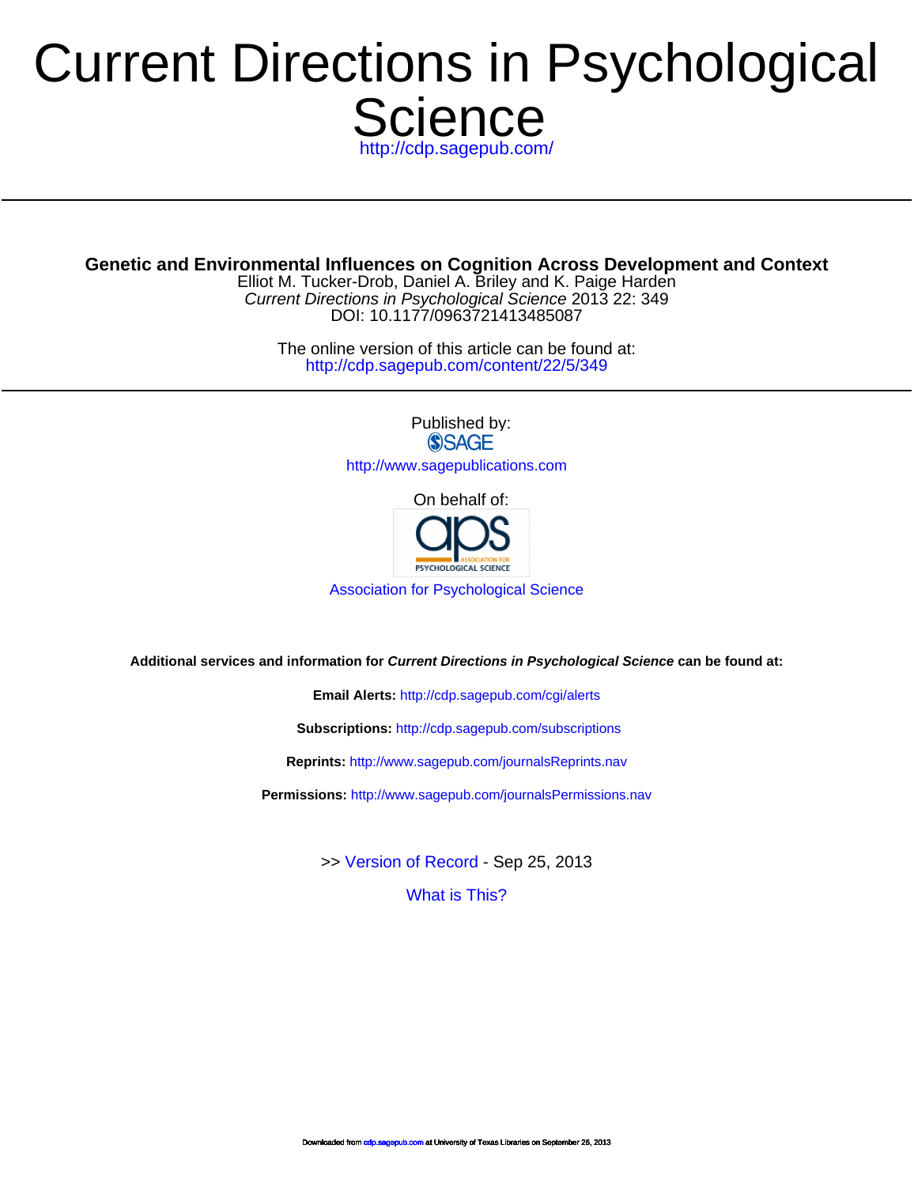# Current Directions in Psychological Science

http://cdp.sagepub.com/

---

**Genetic and Environmental Influences on Cognition Across Development and Context**

Elliot M. Tucker-Drob, Daniel A. Briley and K. Paige Harden

*Current Directions in Psychological Science* 2013 22: 349

DOI: 10.1177/0963721413485087

The online version of this article can be found at:

http://cdp.sagepub.com/content/22/5/349

---

Published by:

SAGE

http://www.sagepublications.com

On behalf of:

Association for Psychological Science

**Additional services and information for *Current Directions in Psychological Science* can be found at:**

**Email Alerts:** http://cdp.sagepub.com/cgi/alerts

**Subscriptions:** http://cdp.sagepub.com/subscriptions

**Reprints:** http://www.sagepub.com/journalsReprints.nav

**Permissions:** http://www.sagepub.com/journalsPermissions.nav

>> Version of Record - Sep 25, 2013

What is This?

Downloaded from cdp.sagepub.com at University of Texas Libraries on September 26, 2013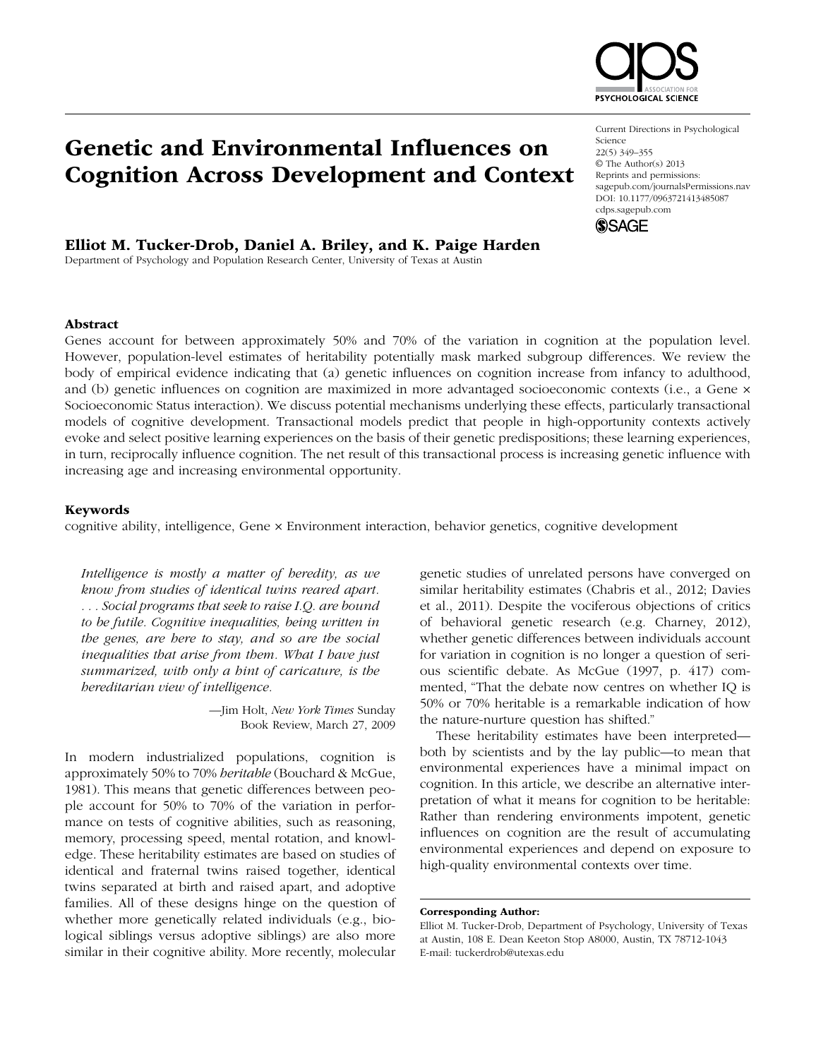# Genetic and Environmental Influences on Cognition Across Development and Context

**Elliot M. Tucker-Drob, Daniel A. Briley, and K. Paige Harden**

Department of Psychology and Population Research Center, University of Texas at Austin

Current Directions in Psychological Science
22(5) 349–355
© The Author(s) 2013
Reprints and permissions:
sagepub.com/journalsPermissions.nav
DOI: 10.1177/0963721413485087
cdps.sagepub.com

## Abstract

Genes account for between approximately 50% and 70% of the variation in cognition at the population level. However, population-level estimates of heritability potentially mask marked subgroup differences. We review the body of empirical evidence indicating that (a) genetic influences on cognition increase from infancy to adulthood, and (b) genetic influences on cognition are maximized in more advantaged socioeconomic contexts (i.e., a Gene × Socioeconomic Status interaction). We discuss potential mechanisms underlying these effects, particularly transactional models of cognitive development. Transactional models predict that people in high-opportunity contexts actively evoke and select positive learning experiences on the basis of their genetic predispositions; these learning experiences, in turn, reciprocally influence cognition. The net result of this transactional process is increasing genetic influence with increasing age and increasing environmental opportunity.

## Keywords

cognitive ability, intelligence, Gene × Environment interaction, behavior genetics, cognitive development

> *Intelligence is mostly a matter of heredity, as we know from studies of identical twins reared apart. . . . Social programs that seek to raise I.Q. are bound to be futile. Cognitive inequalities, being written in the genes, are here to stay, and so are the social inequalities that arise from them. What I have just summarized, with only a hint of caricature, is the hereditarian view of intelligence.*
>
> —Jim Holt, *New York Times* Sunday Book Review, March 27, 2009

In modern industrialized populations, cognition is approximately 50% to 70% *heritable* (Bouchard & McGue, 1981). This means that genetic differences between people account for 50% to 70% of the variation in performance on tests of cognitive abilities, such as reasoning, memory, processing speed, mental rotation, and knowledge. These heritability estimates are based on studies of identical and fraternal twins raised together, identical twins separated at birth and raised apart, and adoptive families. All of these designs hinge on the question of whether more genetically related individuals (e.g., biological siblings versus adoptive siblings) are also more similar in their cognitive ability. More recently, molecular genetic studies of unrelated persons have converged on similar heritability estimates (Chabris et al., 2012; Davies et al., 2011). Despite the vociferous objections of critics of behavioral genetic research (e.g. Charney, 2012), whether genetic differences between individuals account for variation in cognition is no longer a question of serious scientific debate. As McGue (1997, p. 417) commented, "That the debate now centres on whether IQ is 50% or 70% heritable is a remarkable indication of how the nature-nurture question has shifted."

These heritability estimates have been interpreted—both by scientists and by the lay public—to mean that environmental experiences have a minimal impact on cognition. In this article, we describe an alternative interpretation of what it means for cognition to be heritable: Rather than rendering environments impotent, genetic influences on cognition are the result of accumulating environmental experiences and depend on exposure to high-quality environmental contexts over time.

**Corresponding Author:**
Elliot M. Tucker-Drob, Department of Psychology, University of Texas at Austin, 108 E. Dean Keeton Stop A8000, Austin, TX 78712-1043
E-mail: tuckerdrob@utexas.edu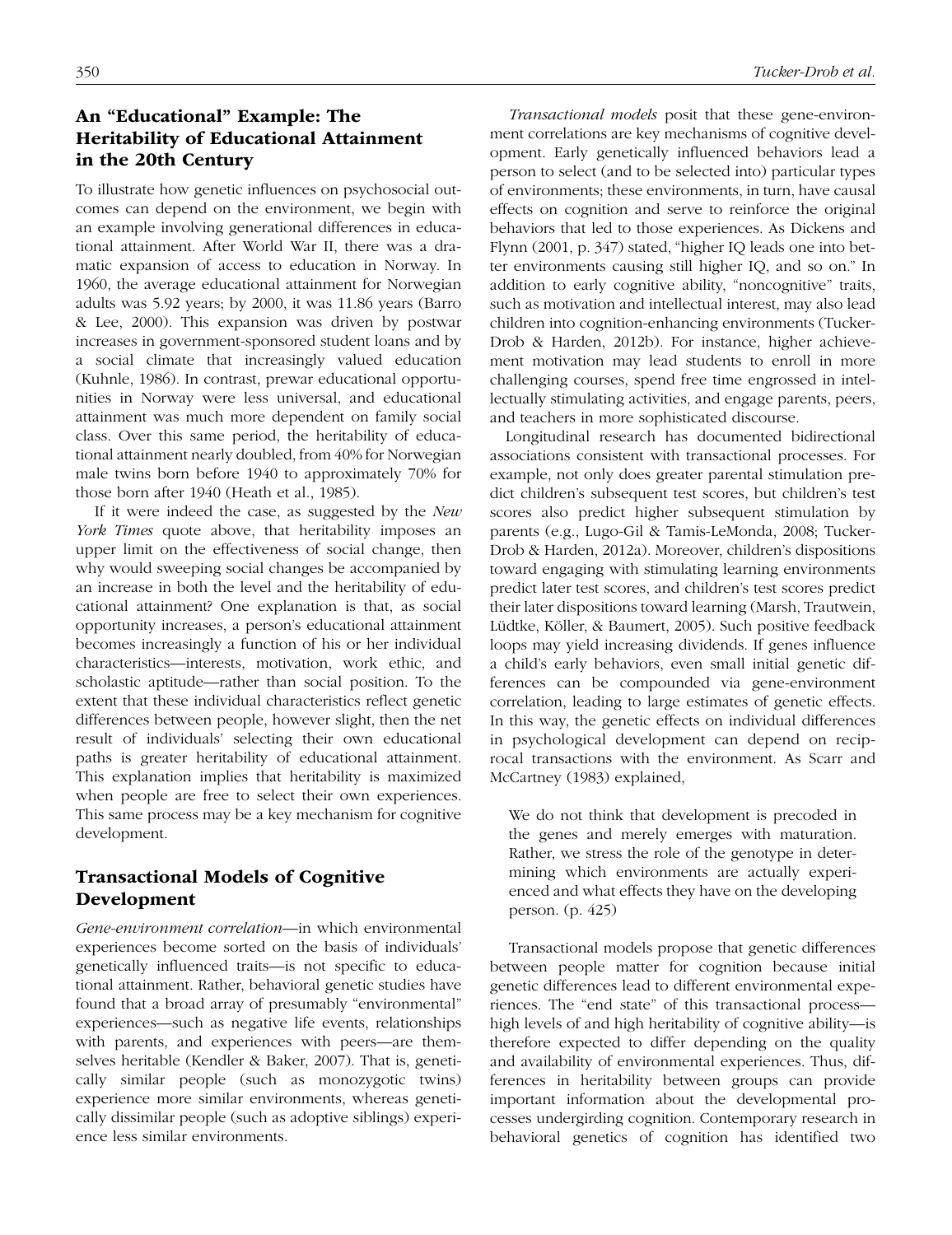## An "Educational" Example: The Heritability of Educational Attainment in the 20th Century

To illustrate how genetic influences on psychosocial outcomes can depend on the environment, we begin with an example involving generational differences in educational attainment. After World War II, there was a dramatic expansion of access to education in Norway. In 1960, the average educational attainment for Norwegian adults was 5.92 years; by 2000, it was 11.86 years (Barro & Lee, 2000). This expansion was driven by postwar increases in government-sponsored student loans and by a social climate that increasingly valued education (Kuhnle, 1986). In contrast, prewar educational opportunities in Norway were less universal, and educational attainment was much more dependent on family social class. Over this same period, the heritability of educational attainment nearly doubled, from 40% for Norwegian male twins born before 1940 to approximately 70% for those born after 1940 (Heath et al., 1985).

If it were indeed the case, as suggested by the *New York Times* quote above, that heritability imposes an upper limit on the effectiveness of social change, then why would sweeping social changes be accompanied by an increase in both the level and the heritability of educational attainment? One explanation is that, as social opportunity increases, a person's educational attainment becomes increasingly a function of his or her individual characteristics—interests, motivation, work ethic, and scholastic aptitude—rather than social position. To the extent that these individual characteristics reflect genetic differences between people, however slight, then the net result of individuals' selecting their own educational paths is greater heritability of educational attainment. This explanation implies that heritability is maximized when people are free to select their own experiences. This same process may be a key mechanism for cognitive development.

## Transactional Models of Cognitive Development

*Gene-environment correlation*—in which environmental experiences become sorted on the basis of individuals' genetically influenced traits—is not specific to educational attainment. Rather, behavioral genetic studies have found that a broad array of presumably "environmental" experiences—such as negative life events, relationships with parents, and experiences with peers—are themselves heritable (Kendler & Baker, 2007). That is, genetically similar people (such as monozygotic twins) experience more similar environments, whereas genetically dissimilar people (such as adoptive siblings) experience less similar environments.

*Transactional models* posit that these gene-environment correlations are key mechanisms of cognitive development. Early genetically influenced behaviors lead a person to select (and to be selected into) particular types of environments; these environments, in turn, have causal effects on cognition and serve to reinforce the original behaviors that led to those experiences. As Dickens and Flynn (2001, p. 347) stated, "higher IQ leads one into better environments causing still higher IQ, and so on." In addition to early cognitive ability, "noncognitive" traits, such as motivation and intellectual interest, may also lead children into cognition-enhancing environments (Tucker-Drob & Harden, 2012b). For instance, higher achievement motivation may lead students to enroll in more challenging courses, spend free time engrossed in intellectually stimulating activities, and engage parents, peers, and teachers in more sophisticated discourse.

Longitudinal research has documented bidirectional associations consistent with transactional processes. For example, not only does greater parental stimulation predict children's subsequent test scores, but children's test scores also predict higher subsequent stimulation by parents (e.g., Lugo-Gil & Tamis-LeMonda, 2008; Tucker-Drob & Harden, 2012a). Moreover, children's dispositions toward engaging with stimulating learning environments predict later test scores, and children's test scores predict their later dispositions toward learning (Marsh, Trautwein, Lüdtke, Köller, & Baumert, 2005). Such positive feedback loops may yield increasing dividends. If genes influence a child's early behaviors, even small initial genetic differences can be compounded via gene-environment correlation, leading to large estimates of genetic effects. In this way, the genetic effects on individual differences in psychological development can depend on reciprocal transactions with the environment. As Scarr and McCartney (1983) explained,

> We do not think that development is precoded in the genes and merely emerges with maturation. Rather, we stress the role of the genotype in determining which environments are actually experienced and what effects they have on the developing person. (p. 425)

Transactional models propose that genetic differences between people matter for cognition because initial genetic differences lead to different environmental experiences. The "end state" of this transactional process—high levels of and high heritability of cognitive ability—is therefore expected to differ depending on the quality and availability of environmental experiences. Thus, differences in heritability between groups can provide important information about the developmental processes undergirding cognition. Contemporary research in behavioral genetics of cognition has identified two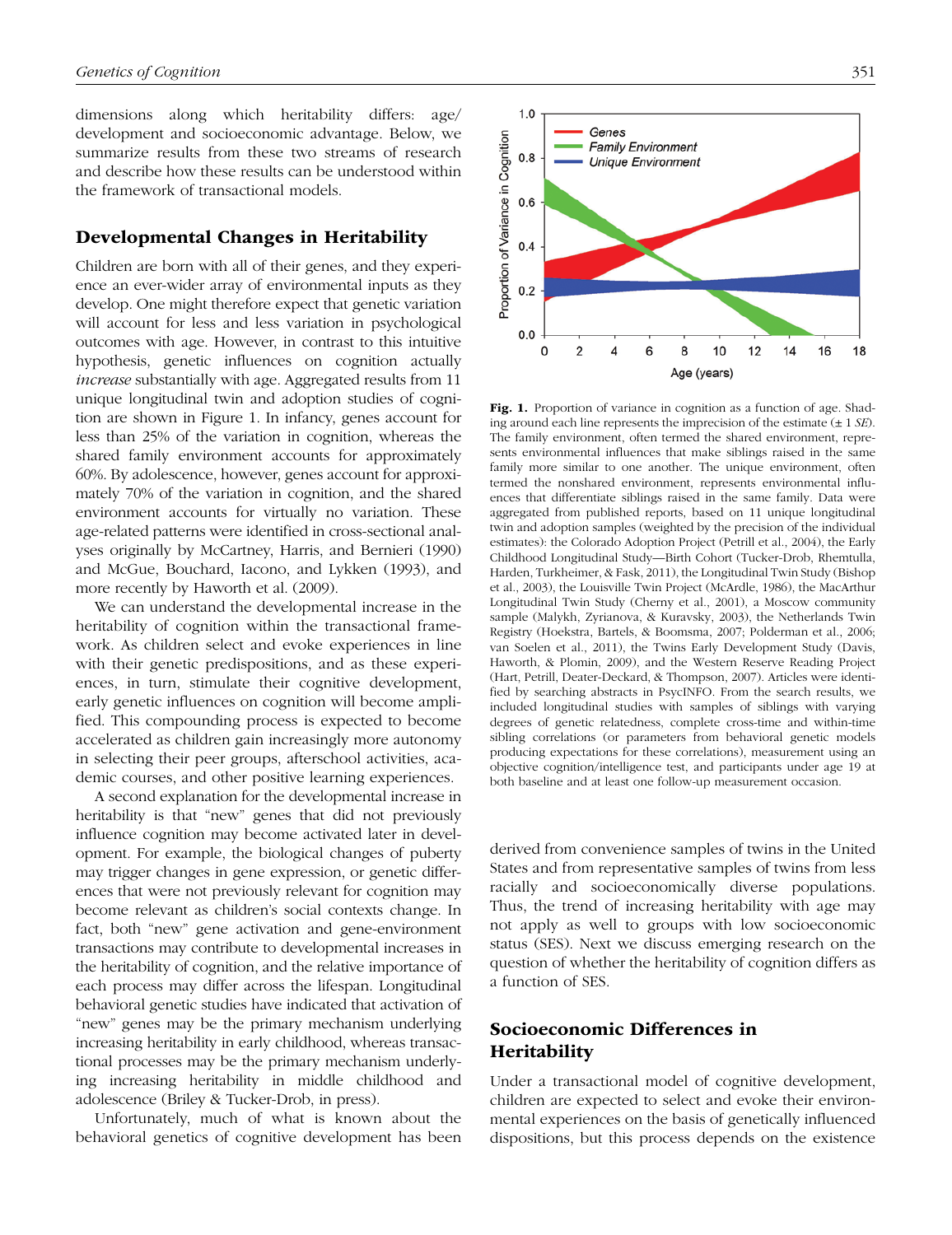dimensions along which heritability differs: age/development and socioeconomic advantage. Below, we summarize results from these two streams of research and describe how these results can be understood within the framework of transactional models.

## Developmental Changes in Heritability

Children are born with all of their genes, and they experience an ever-wider array of environmental inputs as they develop. One might therefore expect that genetic variation will account for less and less variation in psychological outcomes with age. However, in contrast to this intuitive hypothesis, genetic influences on cognition actually *increase* substantially with age. Aggregated results from 11 unique longitudinal twin and adoption studies of cognition are shown in Figure 1. In infancy, genes account for less than 25% of the variation in cognition, whereas the shared family environment accounts for approximately 60%. By adolescence, however, genes account for approximately 70% of the variation in cognition, and the shared environment accounts for virtually no variation. These age-related patterns were identified in cross-sectional analyses originally by McCartney, Harris, and Bernieri (1990) and McGue, Bouchard, Iacono, and Lykken (1993), and more recently by Haworth et al. (2009).

We can understand the developmental increase in the heritability of cognition within the transactional framework. As children select and evoke experiences in line with their genetic predispositions, and as these experiences, in turn, stimulate their cognitive development, early genetic influences on cognition will become amplified. This compounding process is expected to become accelerated as children gain increasingly more autonomy in selecting their peer groups, afterschool activities, academic courses, and other positive learning experiences.

A second explanation for the developmental increase in heritability is that "new" genes that did not previously influence cognition may become activated later in development. For example, the biological changes of puberty may trigger changes in gene expression, or genetic differences that were not previously relevant for cognition may become relevant as children's social contexts change. In fact, both "new" gene activation and gene-environment transactions may contribute to developmental increases in the heritability of cognition, and the relative importance of each process may differ across the lifespan. Longitudinal behavioral genetic studies have indicated that activation of "new" genes may be the primary mechanism underlying increasing heritability in early childhood, whereas transactional processes may be the primary mechanism underlying increasing heritability in middle childhood and adolescence (Briley & Tucker-Drob, in press).

Unfortunately, much of what is known about the behavioral genetics of cognitive development has been derived from convenience samples of twins in the United States and from representative samples of twins from less racially and socioeconomically diverse populations. Thus, the trend of increasing heritability with age may not apply as well to groups with low socioeconomic status (SES). Next we discuss emerging research on the question of whether the heritability of cognition differs as a function of SES.

Genes
Family Environment
Unique Environment
Proportion of Variance in Cognition
1.0
0.8
0.6
0.4
0.2
0.0
0 2 4 6 8 10 12 14 16 18
Age (years)

**Fig. 1.** Proportion of variance in cognition as a function of age. Shading around each line represents the imprecision of the estimate (± 1 *SE*). The family environment, often termed the shared environment, represents environmental influences that make siblings raised in the same family more similar to one another. The unique environment, often termed the nonshared environment, represents environmental influences that differentiate siblings raised in the same family. Data were aggregated from published reports, based on 11 unique longitudinal twin and adoption samples (weighted by the precision of the individual estimates): the Colorado Adoption Project (Petrill et al., 2004), the Early Childhood Longitudinal Study—Birth Cohort (Tucker-Drob, Rhemtulla, Harden, Turkheimer, & Fask, 2011), the Longitudinal Twin Study (Bishop et al., 2003), the Louisville Twin Project (McArdle, 1986), the MacArthur Longitudinal Twin Study (Cherny et al., 2001), a Moscow community sample (Malykh, Zyrianova, & Kuravsky, 2003), the Netherlands Twin Registry (Hoekstra, Bartels, & Boomsma, 2007; Polderman et al., 2006; van Soelen et al., 2011), the Twins Early Development Study (Davis, Haworth, & Plomin, 2009), and the Western Reserve Reading Project (Hart, Petrill, Deater-Deckard, & Thompson, 2007). Articles were identified by searching abstracts in PsycINFO. From the search results, we included longitudinal studies with samples of siblings with varying degrees of genetic relatedness, complete cross-time and within-time sibling correlations (or parameters from behavioral genetic models producing expectations for these correlations), measurement using an objective cognition/intelligence test, and participants under age 19 at both baseline and at least one follow-up measurement occasion.

## Socioeconomic Differences in Heritability

Under a transactional model of cognitive development, children are expected to select and evoke their environmental experiences on the basis of genetically influenced dispositions, but this process depends on the existence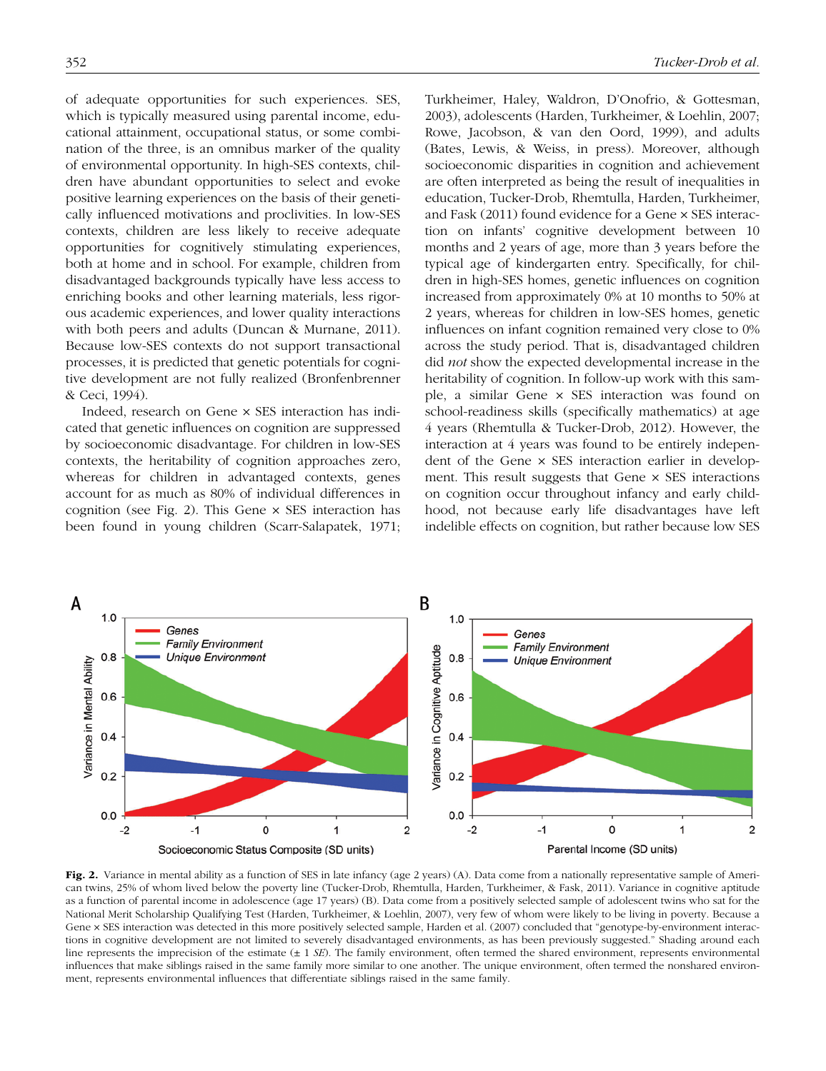of adequate opportunities for such experiences. SES, which is typically measured using parental income, educational attainment, occupational status, or some combination of the three, is an omnibus marker of the quality of environmental opportunity. In high-SES contexts, children have abundant opportunities to select and evoke positive learning experiences on the basis of their genetically influenced motivations and proclivities. In low-SES contexts, children are less likely to receive adequate opportunities for cognitively stimulating experiences, both at home and in school. For example, children from disadvantaged backgrounds typically have less access to enriching books and other learning materials, less rigorous academic experiences, and lower quality interactions with both peers and adults (Duncan & Murnane, 2011). Because low-SES contexts do not support transactional processes, it is predicted that genetic potentials for cognitive development are not fully realized (Bronfenbrenner & Ceci, 1994).

Indeed, research on Gene × SES interaction has indicated that genetic influences on cognition are suppressed by socioeconomic disadvantage. For children in low-SES contexts, the heritability of cognition approaches zero, whereas for children in advantaged contexts, genes account for as much as 80% of individual differences in cognition (see Fig. 2). This Gene × SES interaction has been found in young children (Scarr-Salapatek, 1971; Turkheimer, Haley, Waldron, D'Onofrio, & Gottesman, 2003), adolescents (Harden, Turkheimer, & Loehlin, 2007; Rowe, Jacobson, & van den Oord, 1999), and adults (Bates, Lewis, & Weiss, in press). Moreover, although socioeconomic disparities in cognition and achievement are often interpreted as being the result of inequalities in education, Tucker-Drob, Rhemtulla, Harden, Turkheimer, and Fask (2011) found evidence for a Gene × SES interaction on infants' cognitive development between 10 months and 2 years of age, more than 3 years before the typical age of kindergarten entry. Specifically, for children in high-SES homes, genetic influences on cognition increased from approximately 0% at 10 months to 50% at 2 years, whereas for children in low-SES homes, genetic influences on infant cognition remained very close to 0% across the study period. That is, disadvantaged children did *not* show the expected developmental increase in the heritability of cognition. In follow-up work with this sample, a similar Gene × SES interaction was found on school-readiness skills (specifically mathematics) at age 4 years (Rhemtulla & Tucker-Drob, 2012). However, the interaction at 4 years was found to be entirely independent of the Gene × SES interaction earlier in development. This result suggests that Gene × SES interactions on cognition occur throughout infancy and early childhood, not because early life disadvantages have left indelible effects on cognition, but rather because low SES

**Fig. 2.** Variance in mental ability as a function of SES in late infancy (age 2 years) (A). Data come from a nationally representative sample of American twins, 25% of whom lived below the poverty line (Tucker-Drob, Rhemtulla, Harden, Turkheimer, & Fask, 2011). Variance in cognitive aptitude as a function of parental income in adolescence (age 17 years) (B). Data come from a positively selected sample of adolescent twins who sat for the National Merit Scholarship Qualifying Test (Harden, Turkheimer, & Loehlin, 2007), very few of whom were likely to be living in poverty. Because a Gene × SES interaction was detected in this more positively selected sample, Harden et al. (2007) concluded that "genotype-by-environment interactions in cognitive development are not limited to severely disadvantaged environments, as has been previously suggested." Shading around each line represents the imprecision of the estimate (± 1 *SE*). The family environment, often termed the shared environment, represents environmental influences that make siblings raised in the same family more similar to one another. The unique environment, often termed the nonshared environment, represents environmental influences that differentiate siblings raised in the same family.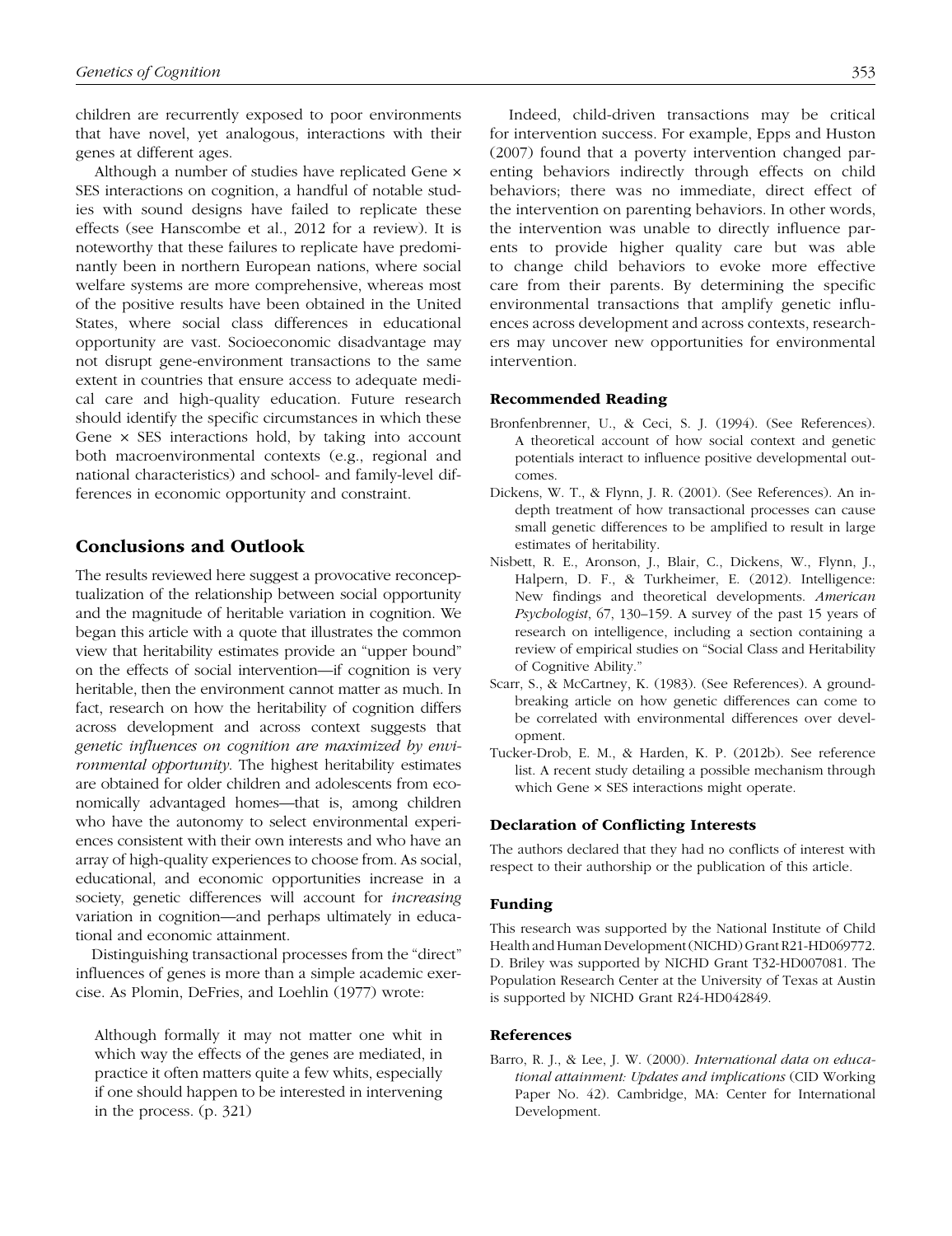children are recurrently exposed to poor environments that have novel, yet analogous, interactions with their genes at different ages.

Although a number of studies have replicated Gene × SES interactions on cognition, a handful of notable studies with sound designs have failed to replicate these effects (see Hanscombe et al., 2012 for a review). It is noteworthy that these failures to replicate have predominantly been in northern European nations, where social welfare systems are more comprehensive, whereas most of the positive results have been obtained in the United States, where social class differences in educational opportunity are vast. Socioeconomic disadvantage may not disrupt gene-environment transactions to the same extent in countries that ensure access to adequate medical care and high-quality education. Future research should identify the specific circumstances in which these Gene × SES interactions hold, by taking into account both macroenvironmental contexts (e.g., regional and national characteristics) and school- and family-level differences in economic opportunity and constraint.

## Conclusions and Outlook

The results reviewed here suggest a provocative reconceptualization of the relationship between social opportunity and the magnitude of heritable variation in cognition. We began this article with a quote that illustrates the common view that heritability estimates provide an "upper bound" on the effects of social intervention—if cognition is very heritable, then the environment cannot matter as much. In fact, research on how the heritability of cognition differs across development and across context suggests that *genetic influences on cognition are maximized by environmental opportunity*. The highest heritability estimates are obtained for older children and adolescents from economically advantaged homes—that is, among children who have the autonomy to select environmental experiences consistent with their own interests and who have an array of high-quality experiences to choose from. As social, educational, and economic opportunities increase in a society, genetic differences will account for *increasing* variation in cognition—and perhaps ultimately in educational and economic attainment.

Distinguishing transactional processes from the "direct" influences of genes is more than a simple academic exercise. As Plomin, DeFries, and Loehlin (1977) wrote:

> Although formally it may not matter one whit in which way the effects of the genes are mediated, in practice it often matters quite a few whits, especially if one should happen to be interested in intervening in the process. (p. 321)

Indeed, child-driven transactions may be critical for intervention success. For example, Epps and Huston (2007) found that a poverty intervention changed parenting behaviors indirectly through effects on child behaviors; there was no immediate, direct effect of the intervention on parenting behaviors. In other words, the intervention was unable to directly influence parents to provide higher quality care but was able to change child behaviors to evoke more effective care from their parents. By determining the specific environmental transactions that amplify genetic influences across development and across contexts, researchers may uncover new opportunities for environmental intervention.

### Recommended Reading

Bronfenbrenner, U., & Ceci, S. J. (1994). (See References). A theoretical account of how social context and genetic potentials interact to influence positive developmental outcomes.

Dickens, W. T., & Flynn, J. R. (2001). (See References). An in-depth treatment of how transactional processes can cause small genetic differences to be amplified to result in large estimates of heritability.

Nisbett, R. E., Aronson, J., Blair, C., Dickens, W., Flynn, J., Halpern, D. F., & Turkheimer, E. (2012). Intelligence: New findings and theoretical developments. *American Psychologist*, 67, 130–159. A survey of the past 15 years of research on intelligence, including a section containing a review of empirical studies on "Social Class and Heritability of Cognitive Ability."

Scarr, S., & McCartney, K. (1983). (See References). A groundbreaking article on how genetic differences can come to be correlated with environmental differences over development.

Tucker-Drob, E. M., & Harden, K. P. (2012b). See reference list. A recent study detailing a possible mechanism through which Gene × SES interactions might operate.

### Declaration of Conflicting Interests

The authors declared that they had no conflicts of interest with respect to their authorship or the publication of this article.

### Funding

This research was supported by the National Institute of Child Health and Human Development (NICHD) Grant R21-HD069772. D. Briley was supported by NICHD Grant T32-HD007081. The Population Research Center at the University of Texas at Austin is supported by NICHD Grant R24-HD042849.

### References

Barro, R. J., & Lee, J. W. (2000). *International data on educational attainment: Updates and implications* (CID Working Paper No. 42). Cambridge, MA: Center for International Development.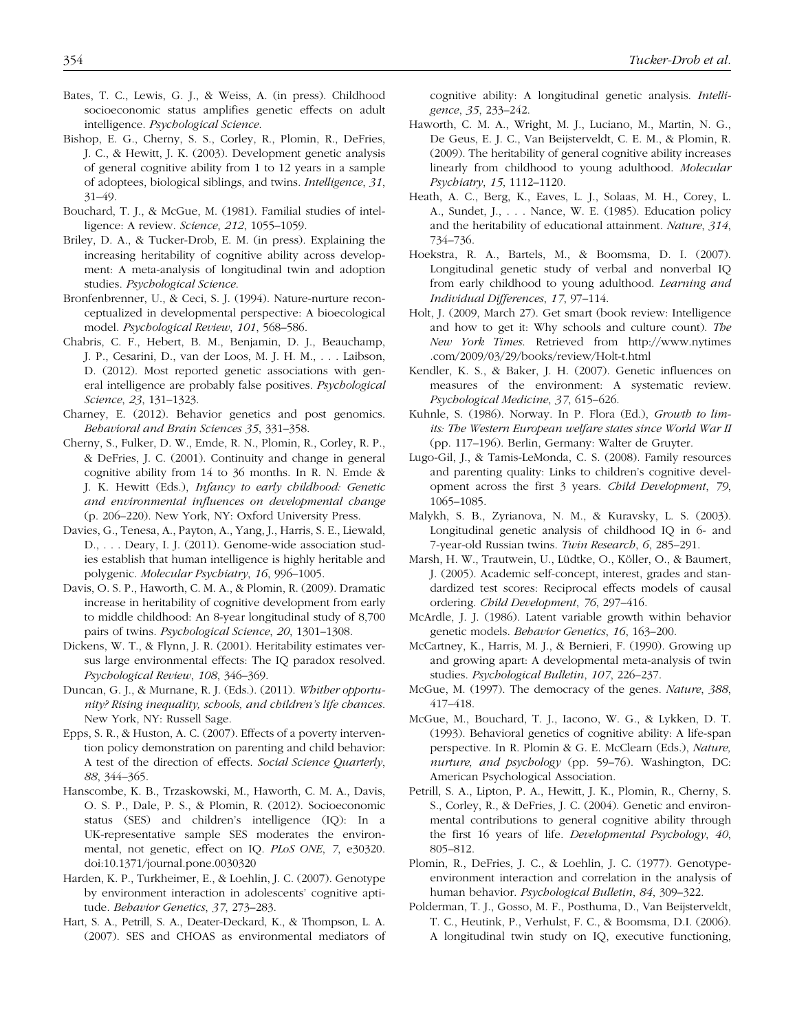Bates, T. C., Lewis, G. J., & Weiss, A. (in press). Childhood socioeconomic status amplifies genetic effects on adult intelligence. *Psychological Science*.

Bishop, E. G., Cherny, S. S., Corley, R., Plomin, R., DeFries, J. C., & Hewitt, J. K. (2003). Development genetic analysis of general cognitive ability from 1 to 12 years in a sample of adoptees, biological siblings, and twins. *Intelligence*, *31*, 31–49.

Bouchard, T. J., & McGue, M. (1981). Familial studies of intelligence: A review. *Science*, *212*, 1055–1059.

Briley, D. A., & Tucker-Drob, E. M. (in press). Explaining the increasing heritability of cognitive ability across development: A meta-analysis of longitudinal twin and adoption studies. *Psychological Science*.

Bronfenbrenner, U., & Ceci, S. J. (1994). Nature-nurture reconceptualized in developmental perspective: A bioecological model. *Psychological Review*, *101*, 568–586.

Chabris, C. F., Hebert, B. M., Benjamin, D. J., Beauchamp, J. P., Cesarini, D., van der Loos, M. J. H. M., . . . Laibson, D. (2012). Most reported genetic associations with general intelligence are probably false positives. *Psychological Science*, *23*, 131–1323.

Charney, E. (2012). Behavior genetics and post genomics. *Behavioral and Brain Sciences 35*, 331–358.

Cherny, S., Fulker, D. W., Emde, R. N., Plomin, R., Corley, R. P., & DeFries, J. C. (2001). Continuity and change in general cognitive ability from 14 to 36 months. In R. N. Emde & J. K. Hewitt (Eds.), *Infancy to early childhood: Genetic and environmental influences on developmental change* (p. 206–220). New York, NY: Oxford University Press.

Davies, G., Tenesa, A., Payton, A., Yang, J., Harris, S. E., Liewald, D., . . . Deary, I. J. (2011). Genome-wide association studies establish that human intelligence is highly heritable and polygenic. *Molecular Psychiatry*, *16*, 996–1005.

Davis, O. S. P., Haworth, C. M. A., & Plomin, R. (2009). Dramatic increase in heritability of cognitive development from early to middle childhood: An 8-year longitudinal study of 8,700 pairs of twins. *Psychological Science*, *20*, 1301–1308.

Dickens, W. T., & Flynn, J. R. (2001). Heritability estimates versus large environmental effects: The IQ paradox resolved. *Psychological Review*, *108*, 346–369.

Duncan, G. J., & Murnane, R. J. (Eds.). (2011). *Whither opportunity? Rising inequality, schools, and children's life chances*. New York, NY: Russell Sage.

Epps, S. R., & Huston, A. C. (2007). Effects of a poverty intervention policy demonstration on parenting and child behavior: A test of the direction of effects. *Social Science Quarterly*, *88*, 344–365.

Hanscombe, K. B., Trzaskowski, M., Haworth, C. M. A., Davis, O. S. P., Dale, P. S., & Plomin, R. (2012). Socioeconomic status (SES) and children's intelligence (IQ): In a UK-representative sample SES moderates the environmental, not genetic, effect on IQ. *PLoS ONE*, *7*, e30320. doi:10.1371/journal.pone.0030320

Harden, K. P., Turkheimer, E., & Loehlin, J. C. (2007). Genotype by environment interaction in adolescents' cognitive aptitude. *Behavior Genetics*, *37*, 273–283.

Hart, S. A., Petrill, S. A., Deater-Deckard, K., & Thompson, L. A. (2007). SES and CHOAS as environmental mediators of cognitive ability: A longitudinal genetic analysis. *Intelligence*, *35*, 233–242.

Haworth, C. M. A., Wright, M. J., Luciano, M., Martin, N. G., De Geus, E. J. C., Van Beijsterveldt, C. E. M., & Plomin, R. (2009). The heritability of general cognitive ability increases linearly from childhood to young adulthood. *Molecular Psychiatry*, *15*, 1112–1120.

Heath, A. C., Berg, K., Eaves, L. J., Solaas, M. H., Corey, L. A., Sundet, J., . . . Nance, W. E. (1985). Education policy and the heritability of educational attainment. *Nature*, *314*, 734–736.

Hoekstra, R. A., Bartels, M., & Boomsma, D. I. (2007). Longitudinal genetic study of verbal and nonverbal IQ from early childhood to young adulthood. *Learning and Individual Differences*, *17*, 97–114.

Holt, J. (2009, March 27). Get smart (book review: Intelligence and how to get it: Why schools and culture count). *The New York Times*. Retrieved from http://www.nytimes.com/2009/03/29/books/review/Holt-t.html

Kendler, K. S., & Baker, J. H. (2007). Genetic influences on measures of the environment: A systematic review. *Psychological Medicine*, *37*, 615–626.

Kuhnle, S. (1986). Norway. In P. Flora (Ed.), *Growth to limits: The Western European welfare states since World War II* (pp. 117–196). Berlin, Germany: Walter de Gruyter.

Lugo-Gil, J., & Tamis-LeMonda, C. S. (2008). Family resources and parenting quality: Links to children's cognitive development across the first 3 years. *Child Development*, *79*, 1065–1085.

Malykh, S. B., Zyrianova, N. M., & Kuravsky, L. S. (2003). Longitudinal genetic analysis of childhood IQ in 6- and 7-year-old Russian twins. *Twin Research*, *6*, 285–291.

Marsh, H. W., Trautwein, U., Lüdtke, O., Köller, O., & Baumert, J. (2005). Academic self-concept, interest, grades and standardized test scores: Reciprocal effects models of causal ordering. *Child Development*, *76*, 297–416.

McArdle, J. J. (1986). Latent variable growth within behavior genetic models. *Behavior Genetics*, *16*, 163–200.

McCartney, K., Harris, M. J., & Bernieri, F. (1990). Growing up and growing apart: A developmental meta-analysis of twin studies. *Psychological Bulletin*, *107*, 226–237.

McGue, M. (1997). The democracy of the genes. *Nature*, *388*, 417–418.

McGue, M., Bouchard, T. J., Iacono, W. G., & Lykken, D. T. (1993). Behavioral genetics of cognitive ability: A life-span perspective. In R. Plomin & G. E. McClearn (Eds.), *Nature, nurture, and psychology* (pp. 59–76). Washington, DC: American Psychological Association.

Petrill, S. A., Lipton, P. A., Hewitt, J. K., Plomin, R., Cherny, S. S., Corley, R., & DeFries, J. C. (2004). Genetic and environmental contributions to general cognitive ability through the first 16 years of life. *Developmental Psychology*, *40*, 805–812.

Plomin, R., DeFries, J. C., & Loehlin, J. C. (1977). Genotype-environment interaction and correlation in the analysis of human behavior. *Psychological Bulletin*, *84*, 309–322.

Polderman, T. J., Gosso, M. F., Posthuma, D., Van Beijsterveldt, T. C., Heutink, P., Verhulst, F. C., & Boomsma, D.I. (2006). A longitudinal twin study on IQ, executive functioning,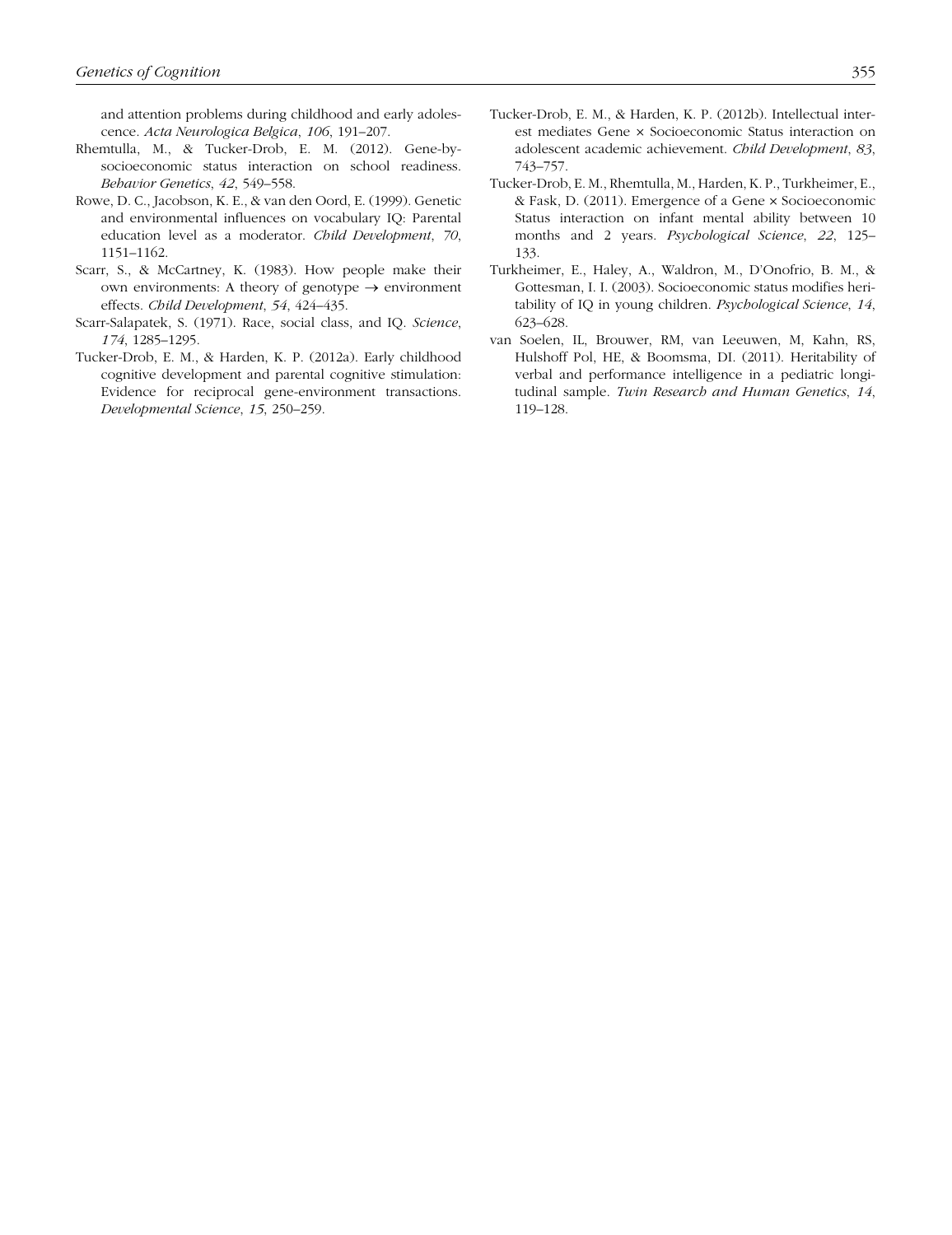and attention problems during childhood and early adolescence. *Acta Neurologica Belgica*, *106*, 191–207.

Rhemtulla, M., & Tucker-Drob, E. M. (2012). Gene-by-socioeconomic status interaction on school readiness. *Behavior Genetics*, *42*, 549–558.

Rowe, D. C., Jacobson, K. E., & van den Oord, E. (1999). Genetic and environmental influences on vocabulary IQ: Parental education level as a moderator. *Child Development*, *70*, 1151–1162.

Scarr, S., & McCartney, K. (1983). How people make their own environments: A theory of genotype → environment effects. *Child Development*, *54*, 424–435.

Scarr-Salapatek, S. (1971). Race, social class, and IQ. *Science*, *174*, 1285–1295.

Tucker-Drob, E. M., & Harden, K. P. (2012a). Early childhood cognitive development and parental cognitive stimulation: Evidence for reciprocal gene-environment transactions. *Developmental Science*, *15*, 250–259.

Tucker-Drob, E. M., & Harden, K. P. (2012b). Intellectual interest mediates Gene × Socioeconomic Status interaction on adolescent academic achievement. *Child Development*, *83*, 743–757.

Tucker-Drob, E. M., Rhemtulla, M., Harden, K. P., Turkheimer, E., & Fask, D. (2011). Emergence of a Gene × Socioeconomic Status interaction on infant mental ability between 10 months and 2 years. *Psychological Science*, *22*, 125–133.

Turkheimer, E., Haley, A., Waldron, M., D'Onofrio, B. M., & Gottesman, I. I. (2003). Socioeconomic status modifies heritability of IQ in young children. *Psychological Science*, *14*, 623–628.

van Soelen, IL, Brouwer, RM, van Leeuwen, M, Kahn, RS, Hulshoff Pol, HE, & Boomsma, DI. (2011). Heritability of verbal and performance intelligence in a pediatric longitudinal sample. *Twin Research and Human Genetics*, *14*, 119–128.